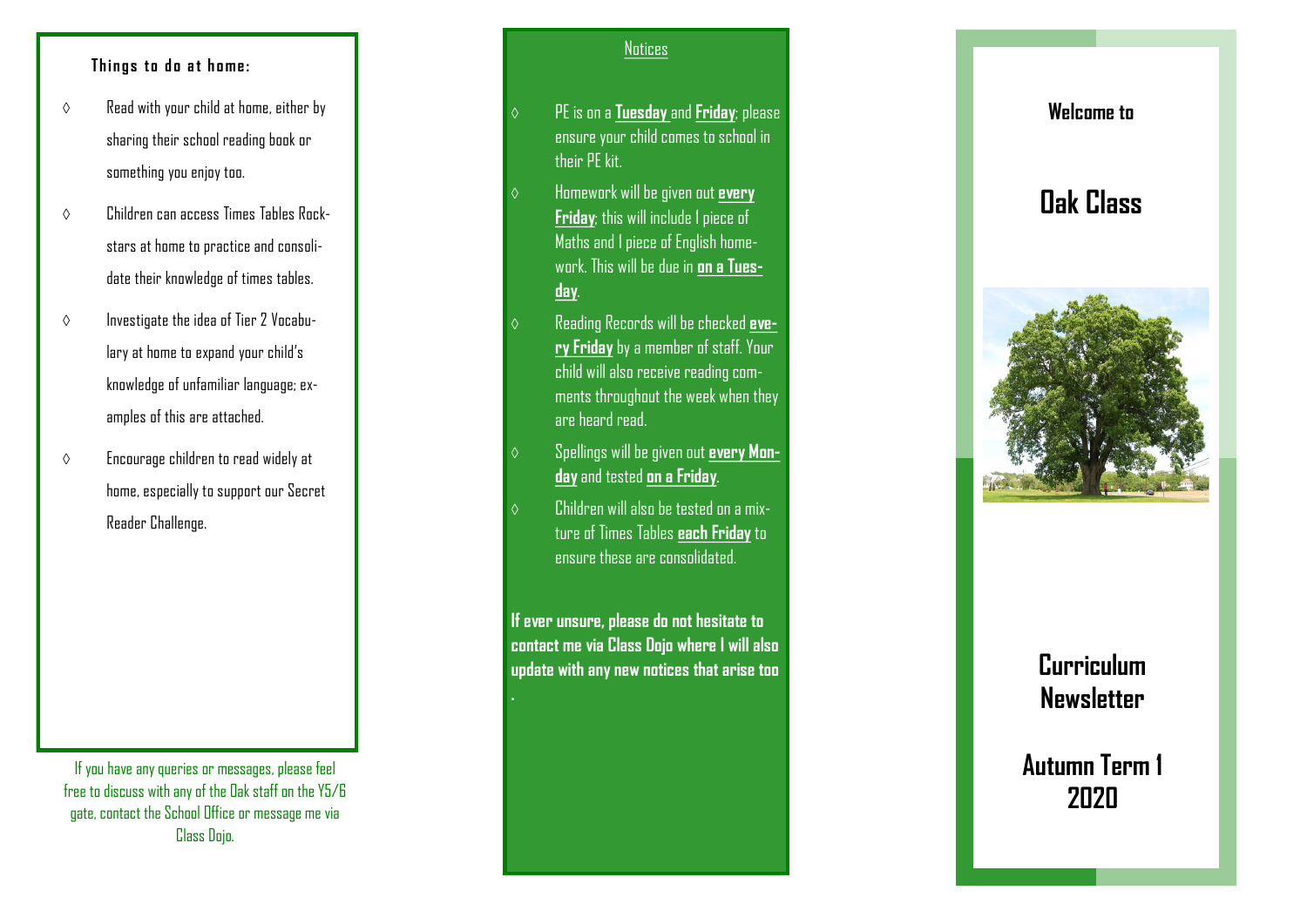### Things to do at home:

- Read with your child at home, either by sharing their school reading book or something you enjoy too.
- Children can access Times Tables Rock-stars at home to practice and consolidate their knowledge of times tables.
- Investigate the idea of Tier 2 Vocabulary at home to expand your child's knowledge of unfamiliar language; examples of this are attached.
- Encourage children to read widely at home, especially to support our Secret Reader Challenge.

If you have any queries or messages, please feel free to discuss with any of the Oak staff on the Y5/6 gate, contact the School Office or message me via Class Dojo.

### Notices

- PE is on a **Tuesday** and **Friday**; please ensure your child comes to school in their PE kit.
- Homework will be given out **every Friday**; this will include 1 piece of Maths and 1 piece of English homework. This will be due in **on a Tuesday**.
- Reading Records will be checked **every Friday** by a member of staff. Your child will also receive reading comments throughout the week when they are heard read.
- Spellings will be given out **every Monday** and tested **on a Friday**.
- Children will also be tested on a mixture of Times Tables **each Friday** to ensure these are consolidated.

**If ever unsure, please do not hesitate to contact me via Class Dojo where I will also update with any new notices that arise too.**

**Welcome to**

# Oak Class

## Curriculum Newsletter

## Autumn Term 1 2020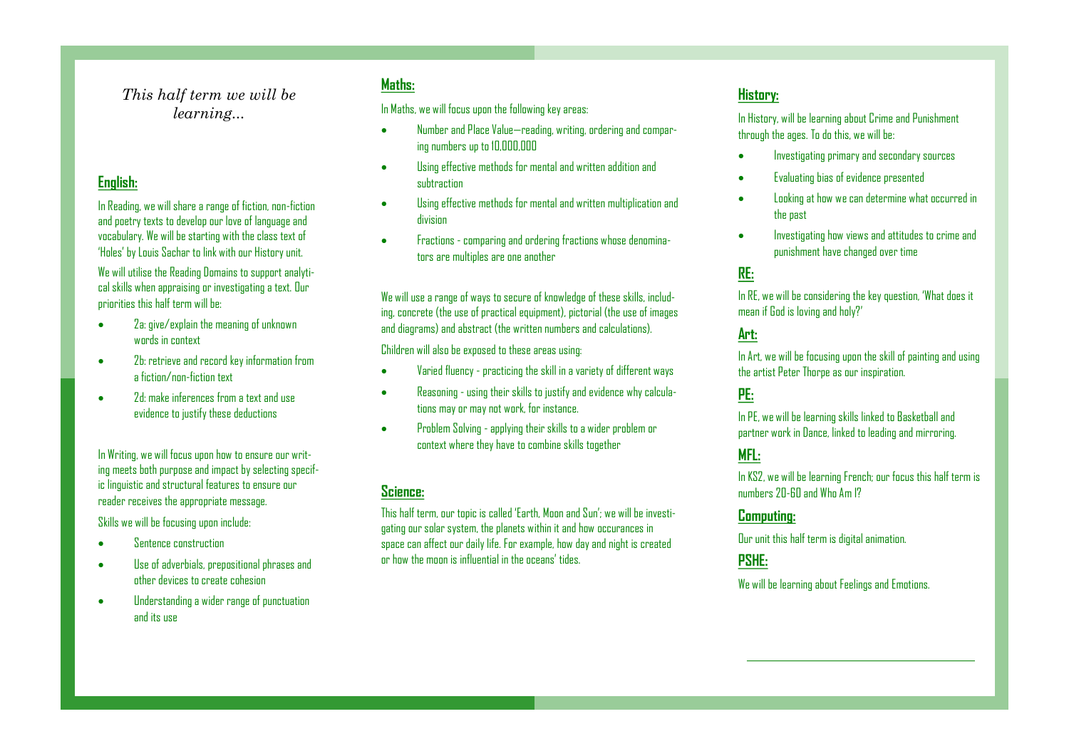*This half term we will be learning...*

## English:

In Reading, we will share a range of fiction, non-fiction and poetry texts to develop our love of language and vocabulary. We will be starting with the class text of 'Holes' by Louis Sachar to link with our History unit.

We will utilise the Reading Domains to support analytical skills when appraising or investigating a text. Our priorities this half term will be:

- 2a: give/explain the meaning of unknown words in context
- 2b: retrieve and record key information from a fiction/non-fiction text
- 2d: make inferences from a text and use evidence to justify these deductions

In Writing, we will focus upon how to ensure our writing meets both purpose and impact by selecting specific linguistic and structural features to ensure our reader receives the appropriate message.

Skills we will be focusing upon include:

- Sentence construction
- Use of adverbials, prepositional phrases and other devices to create cohesion
- Understanding a wider range of punctuation and its use

## Maths:

In Maths, we will focus upon the following key areas:

- Number and Place Value—reading, writing, ordering and comparing numbers up to 10,000,000
- Using effective methods for mental and written addition and subtraction
- Using effective methods for mental and written multiplication and division
- Fractions - comparing and ordering fractions whose denominators are multiples are one another

We will use a range of ways to secure of knowledge of these skills, including, concrete (the use of practical equipment), pictorial (the use of images and diagrams) and abstract (the written numbers and calculations).

Children will also be exposed to these areas using:

- Varied fluency - practicing the skill in a variety of different ways
- Reasoning - using their skills to justify and evidence why calculations may or may not work, for instance.
- Problem Solving - applying their skills to a wider problem or context where they have to combine skills together

## Science:

This half term, our topic is called 'Earth, Moon and Sun'; we will be investigating our solar system, the planets within it and how occurances in space can affect our daily life. For example, how day and night is created or how the moon is influential in the oceans' tides.

## History:

In History, will be learning about Crime and Punishment through the ages. To do this, we will be:

- Investigating primary and secondary sources
- Evaluating bias of evidence presented
- Looking at how we can determine what occurred in the past
- Investigating how views and attitudes to crime and punishment have changed over time

## RE:

In RE, we will be considering the key question, 'What does it mean if God is loving and holy?'

## Art:

In Art, we will be focusing upon the skill of painting and using the artist Peter Thorpe as our inspiration.

## PE:

In PE, we will be learning skills linked to Basketball and partner work in Dance, linked to leading and mirroring.

## MFL:

In KS2, we will be learning French; our focus this half term is numbers 20-60 and Who Am I?

## Computing:

Our unit this half term is digital animation.

## PSHE:

We will be learning about Feelings and Emotions.